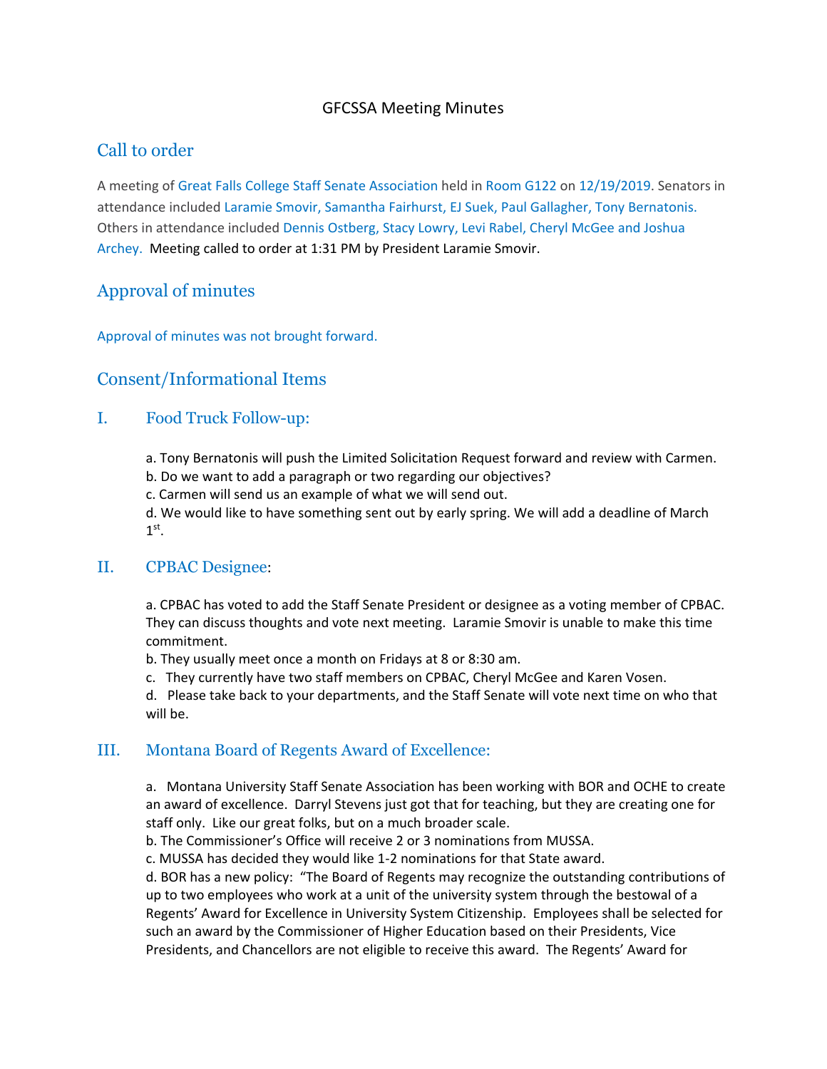# GFCSSA Meeting Minutes

## Call to order

A meeting of Great Falls College Staff Senate Association held in Room G122 on 12/19/2019. Senators in attendance included Laramie Smovir, Samantha Fairhurst, EJ Suek, Paul Gallagher, Tony Bernatonis. Others in attendance included Dennis Ostberg, Stacy Lowry, Levi Rabel, Cheryl McGee and Joshua Archey. Meeting called to order at 1:31 PM by President Laramie Smovir.

## Approval of minutes

Approval of minutes was not brought forward.

## Consent/Informational Items

### I. Food Truck Follow-up:

a. Tony Bernatonis will push the Limited Solicitation Request forward and review with Carmen.
b. Do we want to add a paragraph or two regarding our objectives?
c. Carmen will send us an example of what we will send out.
d. We would like to have something sent out by early spring. We will add a deadline of March 1st.

### II. CPBAC Designee:

a. CPBAC has voted to add the Staff Senate President or designee as a voting member of CPBAC. They can discuss thoughts and vote next meeting. Laramie Smovir is unable to make this time commitment.
b. They usually meet once a month on Fridays at 8 or 8:30 am.
c. They currently have two staff members on CPBAC, Cheryl McGee and Karen Vosen.
d. Please take back to your departments, and the Staff Senate will vote next time on who that will be.

### III. Montana Board of Regents Award of Excellence:

a. Montana University Staff Senate Association has been working with BOR and OCHE to create an award of excellence. Darryl Stevens just got that for teaching, but they are creating one for staff only. Like our great folks, but on a much broader scale.
b. The Commissioner's Office will receive 2 or 3 nominations from MUSSA.
c. MUSSA has decided they would like 1-2 nominations for that State award.
d. BOR has a new policy: "The Board of Regents may recognize the outstanding contributions of up to two employees who work at a unit of the university system through the bestowal of a Regents' Award for Excellence in University System Citizenship. Employees shall be selected for such an award by the Commissioner of Higher Education based on their Presidents, Vice Presidents, and Chancellors are not eligible to receive this award. The Regents' Award for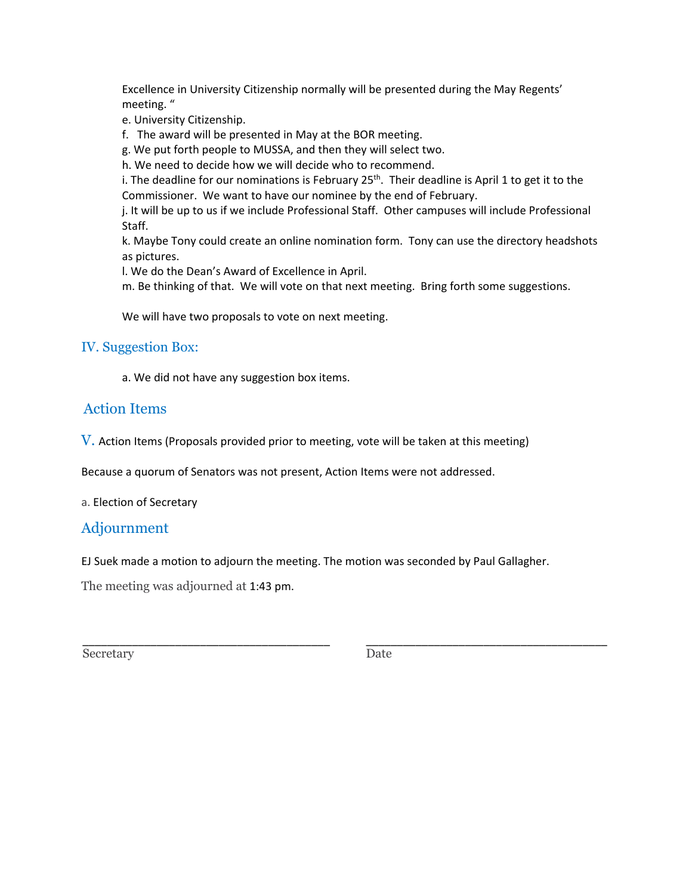Excellence in University Citizenship normally will be presented during the May Regents' meeting. "

e. University Citizenship.

f. The award will be presented in May at the BOR meeting.

g. We put forth people to MUSSA, and then they will select two.

h. We need to decide how we will decide who to recommend.

i. The deadline for our nominations is February 25th. Their deadline is April 1 to get it to the Commissioner. We want to have our nominee by the end of February.

j. It will be up to us if we include Professional Staff. Other campuses will include Professional Staff.

k. Maybe Tony could create an online nomination form. Tony can use the directory headshots as pictures.

l. We do the Dean's Award of Excellence in April.

m. Be thinking of that. We will vote on that next meeting. Bring forth some suggestions.

We will have two proposals to vote on next meeting.

## IV. Suggestion Box:

a. We did not have any suggestion box items.

## Action Items

## V. Action Items (Proposals provided prior to meeting, vote will be taken at this meeting)

Because a quorum of Senators was not present, Action Items were not addressed.

a. Election of Secretary

## Adjournment

EJ Suek made a motion to adjourn the meeting. The motion was seconded by Paul Gallagher.

The meeting was adjourned at 1:43 pm.

\_\_\_\_\_\_\_\_\_\_\_\_\_\_\_\_\_\_\_\_\_\_\_\_\_\_\_\_\_\_\_\_ \_\_\_\_\_\_\_\_\_\_\_\_\_\_\_\_\_\_\_\_\_\_\_\_\_\_\_\_\_\_\_\_

Secretary Date